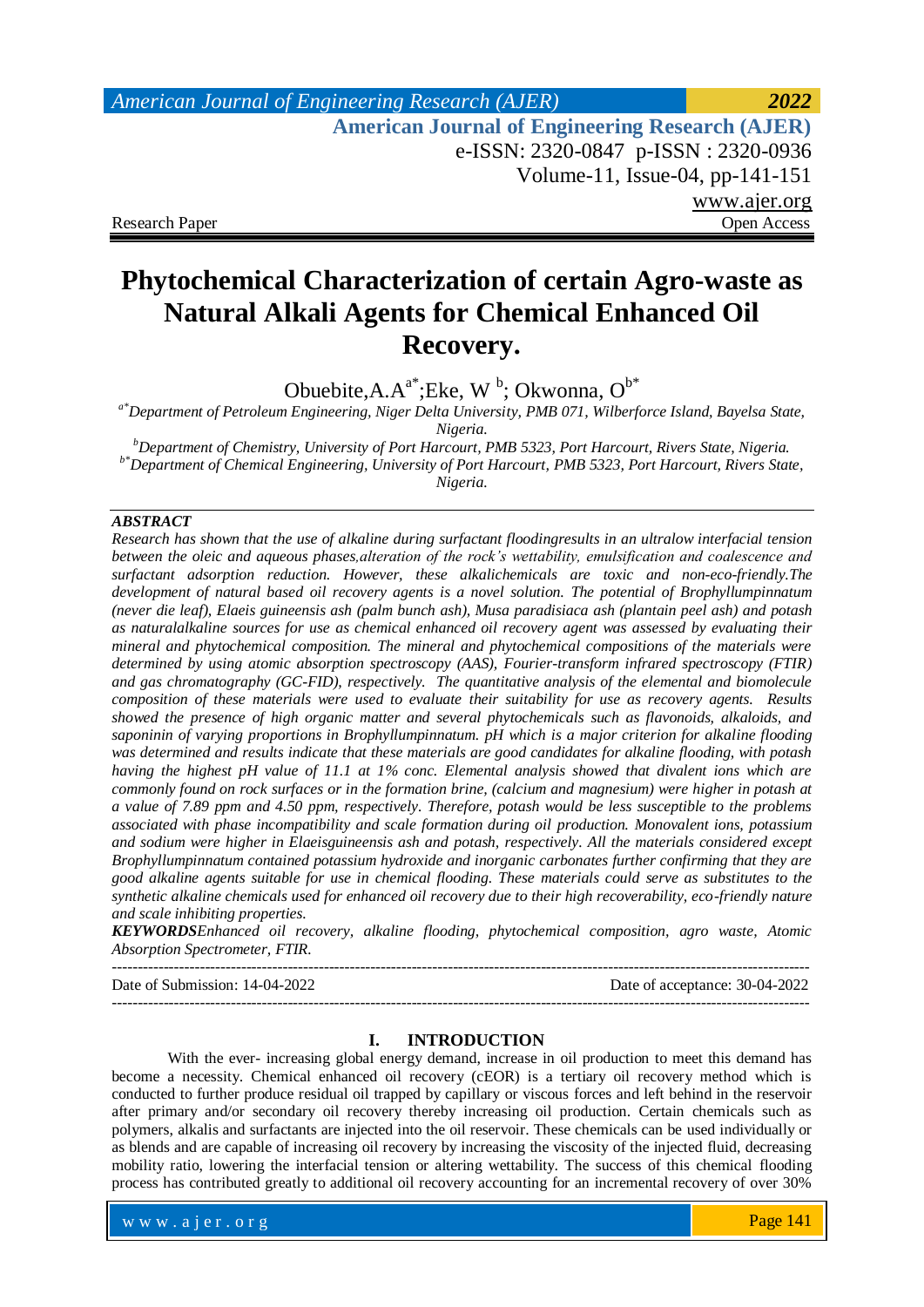Research Paper Open Access

# Phytochemical Characterization of certain Agro-waste as Natural Alkali Agents for Chemical Enhanced Oil Recovery.

Obuebite,A.A[a*];Eke, W [b]; Okwonna, O[b*]

[a*]Department of Petroleum Engineering, Niger Delta University, PMB 071, Wilberforce Island, Bayelsa State, Nigeria.

[b]Department of Chemistry, University of Port Harcourt, PMB 5323, Port Harcourt, Rivers State, Nigeria.

[b*]Department of Chemical Engineering, University of Port Harcourt, PMB 5323, Port Harcourt, Rivers State, Nigeria.

***ABSTRACT***

*Research has shown that the use of alkaline during surfactant floodingresults in an ultralow interfacial tension between the oleic and aqueous phases,alteration of the rock's wettability, emulsification and coalescence and surfactant adsorption reduction. However, these alkalichemicals are toxic and non-eco-friendly.The development of natural based oil recovery agents is a novel solution. The potential of Brophyllumpinnatum (never die leaf), Elaeis guineensis ash (palm bunch ash), Musa paradisiaca ash (plantain peel ash) and potash as naturalalkaline sources for use as chemical enhanced oil recovery agent was assessed by evaluating their mineral and phytochemical composition. The mineral and phytochemical compositions of the materials were determined by using atomic absorption spectroscopy (AAS), Fourier-transform infrared spectroscopy (FTIR) and gas chromatography (GC-FID), respectively. The quantitative analysis of the elemental and biomolecule composition of these materials were used to evaluate their suitability for use as recovery agents. Results showed the presence of high organic matter and several phytochemicals such as flavonoids, alkaloids, and saponinin of varying proportions in Brophyllumpinnatum. pH which is a major criterion for alkaline flooding was determined and results indicate that these materials are good candidates for alkaline flooding, with potash having the highest pH value of 11.1 at 1% conc. Elemental analysis showed that divalent ions which are commonly found on rock surfaces or in the formation brine, (calcium and magnesium) were higher in potash at a value of 7.89 ppm and 4.50 ppm, respectively. Therefore, potash would be less susceptible to the problems associated with phase incompatibility and scale formation during oil production. Monovalent ions, potassium and sodium were higher in Elaeisguineensis ash and potash, respectively. All the materials considered except Brophyllumpinnatum contained potassium hydroxide and inorganic carbonates further confirming that they are good alkaline agents suitable for use in chemical flooding. These materials could serve as substitutes to the synthetic alkaline chemicals used for enhanced oil recovery due to their high recoverability, eco-friendly nature and scale inhibiting properties.*

***KEYWORDS****Enhanced oil recovery, alkaline flooding, phytochemical composition, agro waste, Atomic Absorption Spectrometer, FTIR.*

---

Date of Submission: 14-04-2022 Date of acceptance: 30-04-2022

---

## I. INTRODUCTION

With the ever- increasing global energy demand, increase in oil production to meet this demand has become a necessity. Chemical enhanced oil recovery (cEOR) is a tertiary oil recovery method which is conducted to further produce residual oil trapped by capillary or viscous forces and left behind in the reservoir after primary and/or secondary oil recovery thereby increasing oil production. Certain chemicals such as polymers, alkalis and surfactants are injected into the oil reservoir. These chemicals can be used individually or as blends and are capable of increasing oil recovery by increasing the viscosity of the injected fluid, decreasing mobility ratio, lowering the interfacial tension or altering wettability. The success of this chemical flooding process has contributed greatly to additional oil recovery accounting for an incremental recovery of over 30%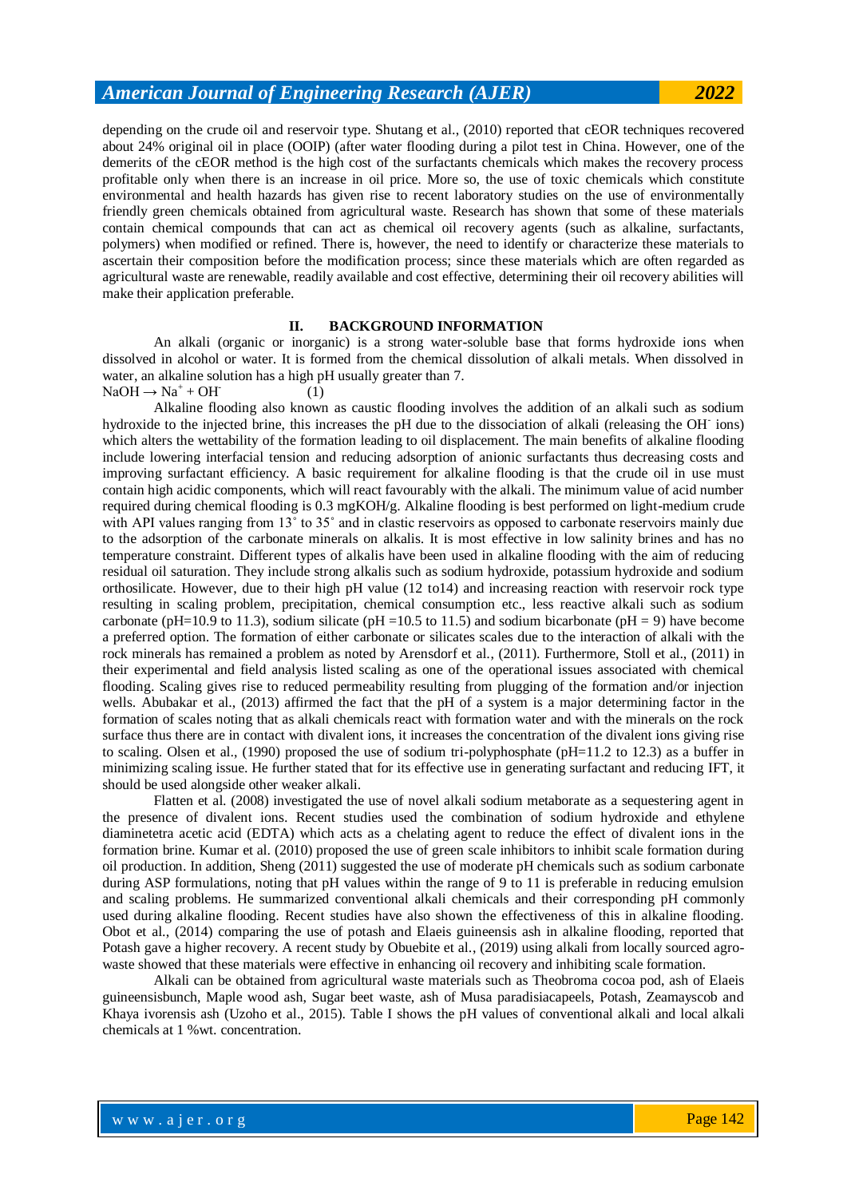depending on the crude oil and reservoir type. Shutang et al., (2010) reported that cEOR techniques recovered about 24% original oil in place (OOIP) (after water flooding during a pilot test in China. However, one of the demerits of the cEOR method is the high cost of the surfactants chemicals which makes the recovery process profitable only when there is an increase in oil price. More so, the use of toxic chemicals which constitute environmental and health hazards has given rise to recent laboratory studies on the use of environmentally friendly green chemicals obtained from agricultural waste. Research has shown that some of these materials contain chemical compounds that can act as chemical oil recovery agents (such as alkaline, surfactants, polymers) when modified or refined. There is, however, the need to identify or characterize these materials to ascertain their composition before the modification process; since these materials which are often regarded as agricultural waste are renewable, readily available and cost effective, determining their oil recovery abilities will make their application preferable.

## II. BACKGROUND INFORMATION

An alkali (organic or inorganic) is a strong water-soluble base that forms hydroxide ions when dissolved in alcohol or water. It is formed from the chemical dissolution of alkali metals. When dissolved in water, an alkaline solution has a high pH usually greater than 7.

$$NaOH \rightarrow Na^{+} + OH^{-} \quad (1)$$

Alkaline flooding also known as caustic flooding involves the addition of an alkali such as sodium hydroxide to the injected brine, this increases the pH due to the dissociation of alkali (releasing the $OH^{-}$ ions) which alters the wettability of the formation leading to oil displacement. The main benefits of alkaline flooding include lowering interfacial tension and reducing adsorption of anionic surfactants thus decreasing costs and improving surfactant efficiency. A basic requirement for alkaline flooding is that the crude oil in use must contain high acidic components, which will react favourably with the alkali. The minimum value of acid number required during chemical flooding is 0.3 mgKOH/g. Alkaline flooding is best performed on light-medium crude with API values ranging from 13˚ to 35˚ and in clastic reservoirs as opposed to carbonate reservoirs mainly due to the adsorption of the carbonate minerals on alkalis. It is most effective in low salinity brines and has no temperature constraint. Different types of alkalis have been used in alkaline flooding with the aim of reducing residual oil saturation. They include strong alkalis such as sodium hydroxide, potassium hydroxide and sodium orthosilicate. However, due to their high pH value (12 to14) and increasing reaction with reservoir rock type resulting in scaling problem, precipitation, chemical consumption etc., less reactive alkali such as sodium carbonate (pH=10.9 to 11.3), sodium silicate (pH =10.5 to 11.5) and sodium bicarbonate (pH = 9) have become a preferred option. The formation of either carbonate or silicates scales due to the interaction of alkali with the rock minerals has remained a problem as noted by Arensdorf et al., (2011). Furthermore, Stoll et al., (2011) in their experimental and field analysis listed scaling as one of the operational issues associated with chemical flooding. Scaling gives rise to reduced permeability resulting from plugging of the formation and/or injection wells. Abubakar et al., (2013) affirmed the fact that the pH of a system is a major determining factor in the formation of scales noting that as alkali chemicals react with formation water and with the minerals on the rock surface thus there are in contact with divalent ions, it increases the concentration of the divalent ions giving rise to scaling. Olsen et al., (1990) proposed the use of sodium tri-polyphosphate (pH=11.2 to 12.3) as a buffer in minimizing scaling issue. He further stated that for its effective use in generating surfactant and reducing IFT, it should be used alongside other weaker alkali.

Flatten et al. (2008) investigated the use of novel alkali sodium metaborate as a sequestering agent in the presence of divalent ions. Recent studies used the combination of sodium hydroxide and ethylene diaminetetra acetic acid (EDTA) which acts as a chelating agent to reduce the effect of divalent ions in the formation brine. Kumar et al. (2010) proposed the use of green scale inhibitors to inhibit scale formation during oil production. In addition, Sheng (2011) suggested the use of moderate pH chemicals such as sodium carbonate during ASP formulations, noting that pH values within the range of 9 to 11 is preferable in reducing emulsion and scaling problems. He summarized conventional alkali chemicals and their corresponding pH commonly used during alkaline flooding. Recent studies have also shown the effectiveness of this in alkaline flooding. Obot et al., (2014) comparing the use of potash and Elaeis guineensis ash in alkaline flooding, reported that Potash gave a higher recovery. A recent study by Obuebite et al., (2019) using alkali from locally sourced agro-waste showed that these materials were effective in enhancing oil recovery and inhibiting scale formation.

Alkali can be obtained from agricultural waste materials such as Theobroma cocoa pod, ash of Elaeis guineensisbunch, Maple wood ash, Sugar beet waste, ash of Musa paradisiacapeels, Potash, Zeamayscob and Khaya ivorensis ash (Uzoho et al., 2015). Table I shows the pH values of conventional alkali and local alkali chemicals at 1 %wt. concentration.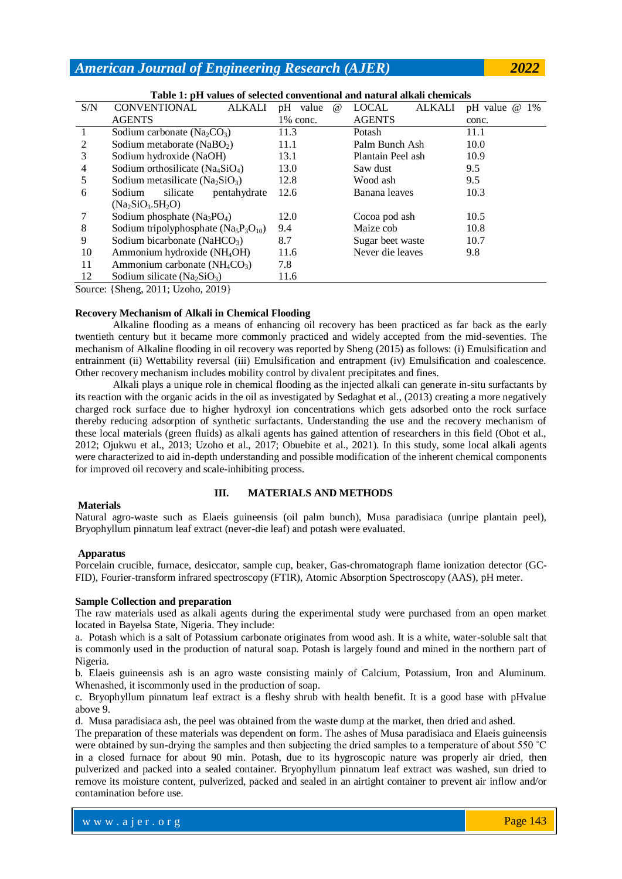**Table 1: pH values of selected conventional and natural alkali chemicals**

| S/N | CONVENTIONAL ALKALI AGENTS | pH value @ 1% conc. | LOCAL ALKALI AGENTS | pH value @ 1% conc. |
|---|---|---|---|---|
| 1 | Sodium carbonate ($Na_2CO_3$) | 11.3 | Potash | 11.1 |
| 2 | Sodium metaborate ($NaBO_2$) | 11.1 | Palm Bunch Ash | 10.0 |
| 3 | Sodium hydroxide (NaOH) | 13.1 | Plantain Peel ash | 10.9 |
| 4 | Sodium orthosilicate ($Na_4SiO_4$) | 13.0 | Saw dust | 9.5 |
| 5 | Sodium metasilicate ($Na_2SiO_3$) | 12.8 | Wood ash | 9.5 |
| 6 | Sodium silicate pentahydrate ($Na_2SiO_3.5H_2O$) | 12.6 | Banana leaves | 10.3 |
| 7 | Sodium phosphate ($Na_3PO_4$) | 12.0 | Cocoa pod ash | 10.5 |
| 8 | Sodium tripolyphosphate ($Na_5P_3O_{10}$) | 9.4 | Maize cob | 10.8 |
| 9 | Sodium bicarbonate ($NaHCO_3$) | 8.7 | Sugar beet waste | 10.7 |
| 10 | Ammonium hydroxide ($NH_4OH$) | 11.6 | Never die leaves | 9.8 |
| 11 | Ammonium carbonate ($NH_4CO_3$) | 7.8 | | |
| 12 | Sodium silicate ($Na_2SiO_3$) | 11.6 | | |

Source: {Sheng, 2011; Uzoho, 2019}

**Recovery Mechanism of Alkali in Chemical Flooding**

Alkaline flooding as a means of enhancing oil recovery has been practiced as far back as the early twentieth century but it became more commonly practiced and widely accepted from the mid-seventies. The mechanism of Alkaline flooding in oil recovery was reported by Sheng (2015) as follows: (i) Emulsification and entrainment (ii) Wettability reversal (iii) Emulsification and entrapment (iv) Emulsification and coalescence. Other recovery mechanism includes mobility control by divalent precipitates and fines.

Alkali plays a unique role in chemical flooding as the injected alkali can generate in-situ surfactants by its reaction with the organic acids in the oil as investigated by Sedaghat et al., (2013) creating a more negatively charged rock surface due to higher hydroxyl ion concentrations which gets adsorbed onto the rock surface thereby reducing adsorption of synthetic surfactants. Understanding the use and the recovery mechanism of these local materials (green fluids) as alkali agents has gained attention of researchers in this field (Obot et al., 2012; Ojukwu et al., 2013; Uzoho et al., 2017; Obuebite et al., 2021). In this study, some local alkali agents were characterized to aid in-depth understanding and possible modification of the inherent chemical components for improved oil recovery and scale-inhibiting process.

## III. MATERIALS AND METHODS

**Materials**

Natural agro-waste such as Elaeis guineensis (oil palm bunch), Musa paradisiaca (unripe plantain peel), Bryophyllum pinnatum leaf extract (never-die leaf) and potash were evaluated.

**Apparatus**

Porcelain crucible, furnace, desiccator, sample cup, beaker, Gas-chromatograph flame ionization detector (GC-FID), Fourier-transform infrared spectroscopy (FTIR), Atomic Absorption Spectroscopy (AAS), pH meter.

**Sample Collection and preparation**

The raw materials used as alkali agents during the experimental study were purchased from an open market located in Bayelsa State, Nigeria. They include:

a. Potash which is a salt of Potassium carbonate originates from wood ash. It is a white, water-soluble salt that is commonly used in the production of natural soap. Potash is largely found and mined in the northern part of Nigeria.

b. Elaeis guineensis ash is an agro waste consisting mainly of Calcium, Potassium, Iron and Aluminum. Whenashed, it iscommonly used in the production of soap.

c. Bryophyllum pinnatum leaf extract is a fleshy shrub with health benefit. It is a good base with pHvalue above 9.

d. Musa paradisiaca ash, the peel was obtained from the waste dump at the market, then dried and ashed.

The preparation of these materials was dependent on form. The ashes of Musa paradisiaca and Elaeis guineensis were obtained by sun-drying the samples and then subjecting the dried samples to a temperature of about 550 ˚C in a closed furnace for about 90 min. Potash, due to its hygroscopic nature was properly air dried, then pulverized and packed into a sealed container. Bryophyllum pinnatum leaf extract was washed, sun dried to remove its moisture content, pulverized, packed and sealed in an airtight container to prevent air inflow and/or contamination before use.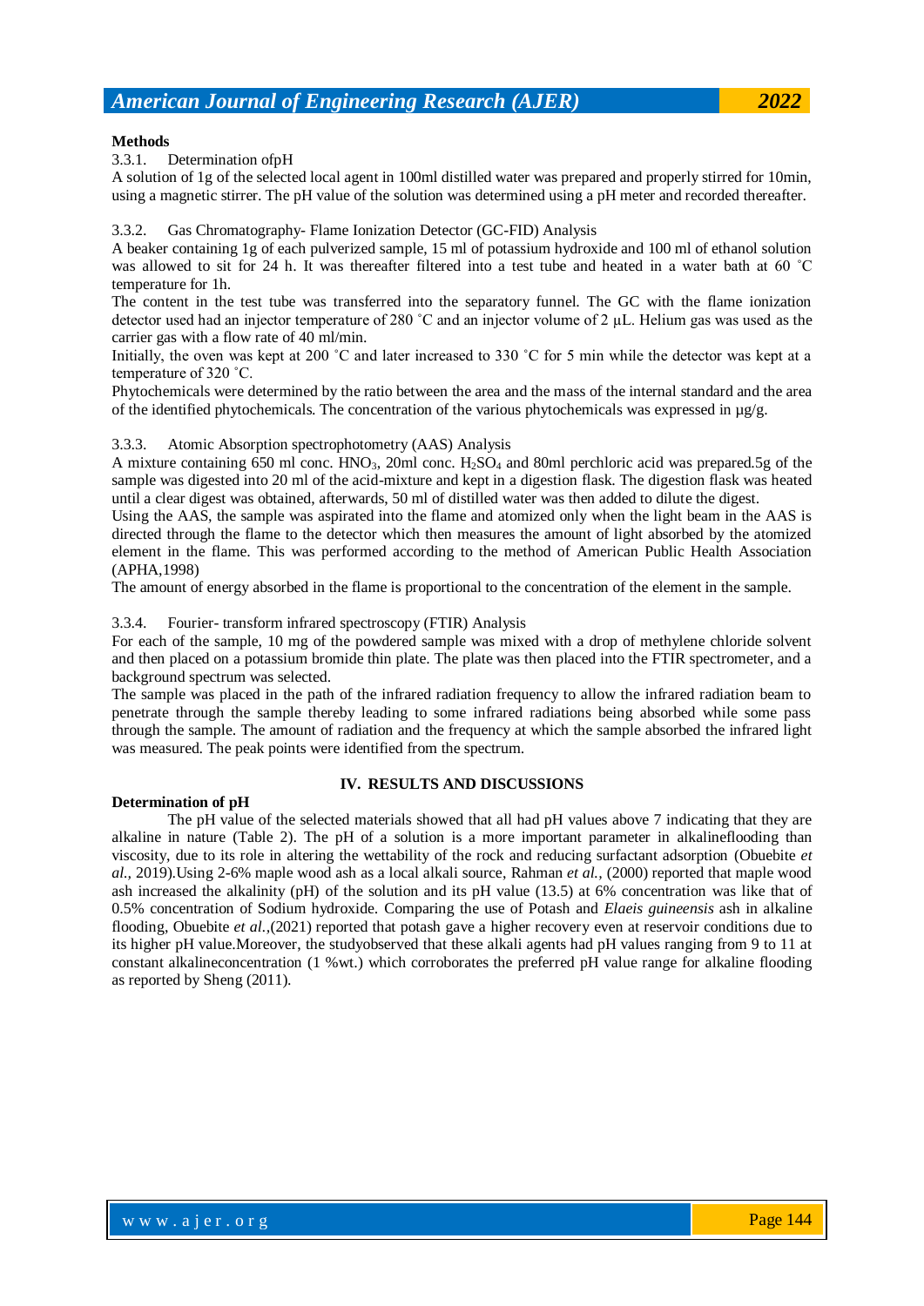**Methods**

3.3.1. Determination ofpH

A solution of 1g of the selected local agent in 100ml distilled water was prepared and properly stirred for 10min, using a magnetic stirrer. The pH value of the solution was determined using a pH meter and recorded thereafter.

3.3.2. Gas Chromatography- Flame Ionization Detector (GC-FID) Analysis

A beaker containing 1g of each pulverized sample, 15 ml of potassium hydroxide and 100 ml of ethanol solution was allowed to sit for 24 h. It was thereafter filtered into a test tube and heated in a water bath at 60 ˚C temperature for 1h.

The content in the test tube was transferred into the separatory funnel. The GC with the flame ionization detector used had an injector temperature of 280 ˚C and an injector volume of 2 µL. Helium gas was used as the carrier gas with a flow rate of 40 ml/min.

Initially, the oven was kept at 200 ˚C and later increased to 330 ˚C for 5 min while the detector was kept at a temperature of 320 ˚C.

Phytochemicals were determined by the ratio between the area and the mass of the internal standard and the area of the identified phytochemicals. The concentration of the various phytochemicals was expressed in µg/g.

3.3.3. Atomic Absorption spectrophotometry (AAS) Analysis

A mixture containing 650 ml conc. $HNO_3$, 20ml conc. $H_2SO_4$ and 80ml perchloric acid was prepared.5g of the sample was digested into 20 ml of the acid-mixture and kept in a digestion flask. The digestion flask was heated until a clear digest was obtained, afterwards, 50 ml of distilled water was then added to dilute the digest.

Using the AAS, the sample was aspirated into the flame and atomized only when the light beam in the AAS is directed through the flame to the detector which then measures the amount of light absorbed by the atomized element in the flame. This was performed according to the method of American Public Health Association (APHA,1998)

The amount of energy absorbed in the flame is proportional to the concentration of the element in the sample.

3.3.4. Fourier- transform infrared spectroscopy (FTIR) Analysis

For each of the sample, 10 mg of the powdered sample was mixed with a drop of methylene chloride solvent and then placed on a potassium bromide thin plate. The plate was then placed into the FTIR spectrometer, and a background spectrum was selected.

The sample was placed in the path of the infrared radiation frequency to allow the infrared radiation beam to penetrate through the sample thereby leading to some infrared radiations being absorbed while some pass through the sample. The amount of radiation and the frequency at which the sample absorbed the infrared light was measured. The peak points were identified from the spectrum.

## IV. RESULTS AND DISCUSSIONS

**Determination of pH**

The pH value of the selected materials showed that all had pH values above 7 indicating that they are alkaline in nature (Table 2). The pH of a solution is a more important parameter in alkalineflooding than viscosity, due to its role in altering the wettability of the rock and reducing surfactant adsorption (Obuebite *et al.,* 2019).Using 2-6% maple wood ash as a local alkali source, Rahman *et al.,* (2000) reported that maple wood ash increased the alkalinity (pH) of the solution and its pH value (13.5) at 6% concentration was like that of 0.5% concentration of Sodium hydroxide. Comparing the use of Potash and *Elaeis guineensis* ash in alkaline flooding, Obuebite *et al.,*(2021) reported that potash gave a higher recovery even at reservoir conditions due to its higher pH value.Moreover, the studyobserved that these alkali agents had pH values ranging from 9 to 11 at constant alkalineconcentration (1 %wt.) which corroborates the preferred pH value range for alkaline flooding as reported by Sheng (2011).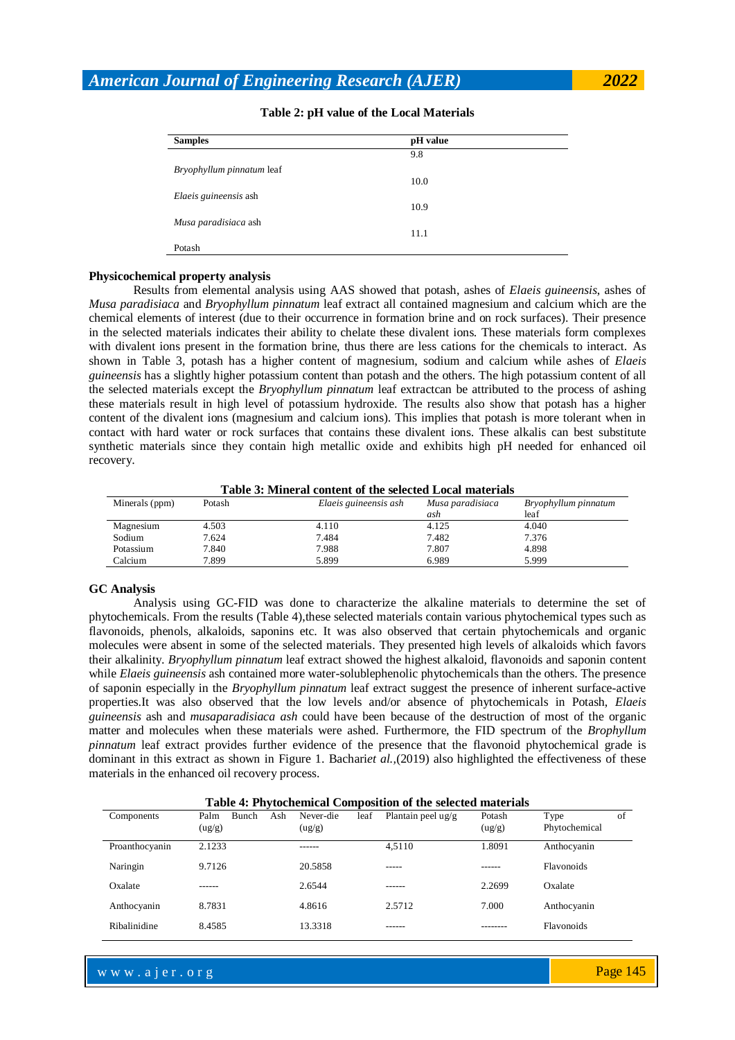**Table 2: pH value of the Local Materials**

| Samples | pH value |
|---|---|
| *Bryophyllum pinnatum* leaf | 9.8 |
| *Elaeis guineensis* ash | 10.0 |
| *Musa paradisiaca* ash | 10.9 |
| Potash | 11.1 |

### Physicochemical property analysis

Results from elemental analysis using AAS showed that potash, ashes of *Elaeis guineensis*, ashes of *Musa paradisiaca* and *Bryophyllum pinnatum* leaf extract all contained magnesium and calcium which are the chemical elements of interest (due to their occurrence in formation brine and on rock surfaces). Their presence in the selected materials indicates their ability to chelate these divalent ions. These materials form complexes with divalent ions present in the formation brine, thus there are less cations for the chemicals to interact. As shown in Table 3, potash has a higher content of magnesium, sodium and calcium while ashes of *Elaeis guineensis* has a slightly higher potassium content than potash and the others. The high potassium content of all the selected materials except the *Bryophyllum pinnatum* leaf extractcan be attributed to the process of ashing these materials result in high level of potassium hydroxide. The results also show that potash has a higher content of the divalent ions (magnesium and calcium ions). This implies that potash is more tolerant when in contact with hard water or rock surfaces that contains these divalent ions. These alkalis can best substitute synthetic materials since they contain high metallic oxide and exhibits high pH needed for enhanced oil recovery.

**Table 3: Mineral content of the selected Local materials**

| Minerals (ppm) | Potash | *Elaeis guineensis ash* | *Musa paradisiaca ash* | *Bryophyllum pinnatum* leaf |
|---|---|---|---|---|
| Magnesium | 4.503 | 4.110 | 4.125 | 4.040 |
| Sodium | 7.624 | 7.484 | 7.482 | 7.376 |
| Potassium | 7.840 | 7.988 | 7.807 | 4.898 |
| Calcium | 7.899 | 5.899 | 6.989 | 5.999 |

### GC Analysis

Analysis using GC-FID was done to characterize the alkaline materials to determine the set of phytochemicals. From the results (Table 4),these selected materials contain various phytochemical types such as flavonoids, phenols, alkaloids, saponins etc. It was also observed that certain phytochemicals and organic molecules were absent in some of the selected materials. They presented high levels of alkaloids which favors their alkalinity. *Bryophyllum pinnatum* leaf extract showed the highest alkaloid, flavonoids and saponin content while *Elaeis guineensis* ash contained more water-solublephenolic phytochemicals than the others. The presence of saponin especially in the *Bryophyllum pinnatum* leaf extract suggest the presence of inherent surface-active properties.It was also observed that the low levels and/or absence of phytochemicals in Potash, *Elaeis guineensis* ash and *musaparadisiaca ash* could have been because of the destruction of most of the organic matter and molecules when these materials were ashed. Furthermore, the FID spectrum of the *Brophyllum pinnatum* leaf extract provides further evidence of the presence that the flavonoid phytochemical grade is dominant in this extract as shown in Figure 1. Bachari*et al.,*(2019) also highlighted the effectiveness of these materials in the enhanced oil recovery process.

**Table 4: Phytochemical Composition of the selected materials**

| Components | Palm Bunch Ash (ug/g) | Never-die leaf (ug/g) | Plantain peel ug/g | Potash (ug/g) | Type of Phytochemical |
|---|---|---|---|---|---|
| Proanthocyanin | 2.1233 | ------ | 4,5110 | 1.8091 | Anthocyanin |
| Naringin | 9.7126 | 20.5858 | ----- | ------ | Flavonoids |
| Oxalate | ------ | 2.6544 | ------ | 2.2699 | Oxalate |
| Anthocyanin | 8.7831 | 4.8616 | 2.5712 | 7.000 | Anthocyanin |
| Ribalinidine | 8.4585 | 13.3318 | ------ | -------- | Flavonoids |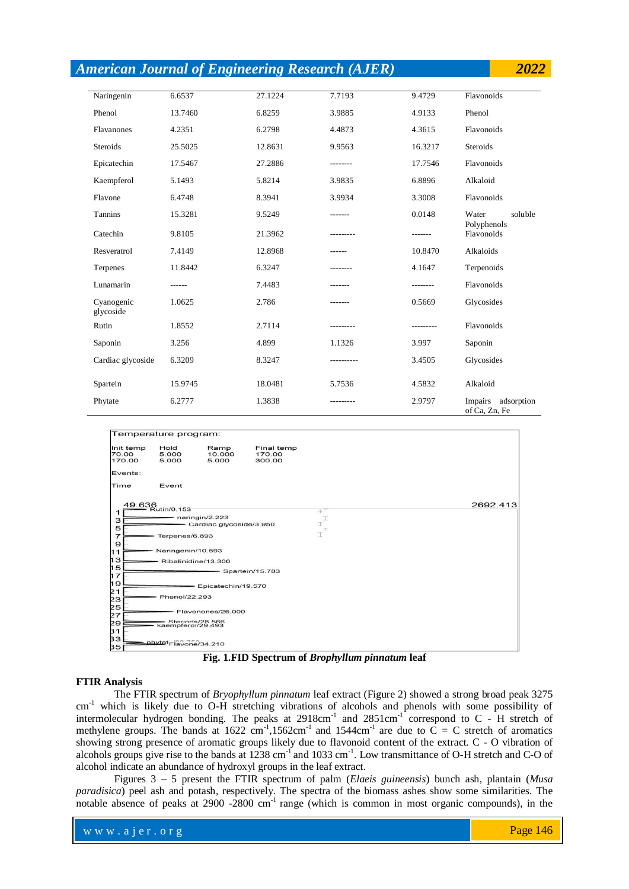| | | | | | |
|---|---|---|---|---|---|
| Naringenin | 6.6537 | 27.1224 | 7.7193 | 9.4729 | Flavonoids |
| Phenol | 13.7460 | 6.8259 | 3.9885 | 4.9133 | Phenol |
| Flavanones | 4.2351 | 6.2798 | 4.4873 | 4.3615 | Flavonoids |
| Steroids | 25.5025 | 12.8631 | 9.9563 | 16.3217 | Steroids |
| Epicatechin | 17.5467 | 27.2886 | -------- | 17.7546 | Flavonoids |
| Kaempferol | 5.1493 | 5.8214 | 3.9835 | 6.8896 | Alkaloid |
| Flavone | 6.4748 | 8.3941 | 3.9934 | 3.3008 | Flavonoids |
| Tannins | 15.3281 | 9.5249 | ------- | 0.0148 | Water soluble Polyphenols |
| Catechin | 9.8105 | 21.3962 | --------- | ------- | Flavonoids |
| Resveratrol | 7.4149 | 12.8968 | ------ | 10.8470 | Alkaloids |
| Terpenes | 11.8442 | 6.3247 | -------- | 4.1647 | Terpenoids |
| Lunamarin | ------ | 7.4483 | ------- | -------- | Flavonoids |
| Cyanogenic glycoside | 1.0625 | 2.786 | ------- | 0.5669 | Glycosides |
| Rutin | 1.8552 | 2.7114 | --------- | --------- | Flavonoids |
| Saponin | 3.256 | 4.899 | 1.1326 | 3.997 | Saponin |
| Cardiac glycoside | 6.3209 | 8.3247 | ---------- | 3.4505 | Glycosides |
| Spartein | 15.9745 | 18.0481 | 5.7536 | 4.5832 | Alkaloid |
| Phytate | 6.2777 | 1.3838 | --------- | 2.9797 | Impairs adsorption of Ca, Zn, Fe |

**Fig. 1.FID Spectrum of *Brophyllum pinnatum* leaf**

### FTIR Analysis

The FTIR spectrum of *Bryophyllum pinnatum* leaf extract (Figure 2) showed a strong broad peak 3275 $cm^{-1}$ which is likely due to O-H stretching vibrations of alcohols and phenols with some possibility of intermolecular hydrogen bonding. The peaks at 2918$cm^{-1}$ and 2851$cm^{-1}$ correspond to C - H stretch of methylene groups. The bands at 1622 $cm^{-1}$,1562$cm^{-1}$ and 1544$cm^{-1}$ are due to C = C stretch of aromatics showing strong presence of aromatic groups likely due to flavonoid content of the extract. C - O vibration of alcohols groups give rise to the bands at 1238 $cm^{-1}$ and 1033 $cm^{-1}$. Low transmittance of O-H stretch and C-O of alcohol indicate an abundance of hydroxyl groups in the leaf extract.

Figures 3 – 5 present the FTIR spectrum of palm (*Elaeis guineensis*) bunch ash, plantain (*Musa paradisica*) peel ash and potash, respectively. The spectra of the biomass ashes show some similarities. The notable absence of peaks at 2900 -2800 $cm^{-1}$ range (which is common in most organic compounds), in the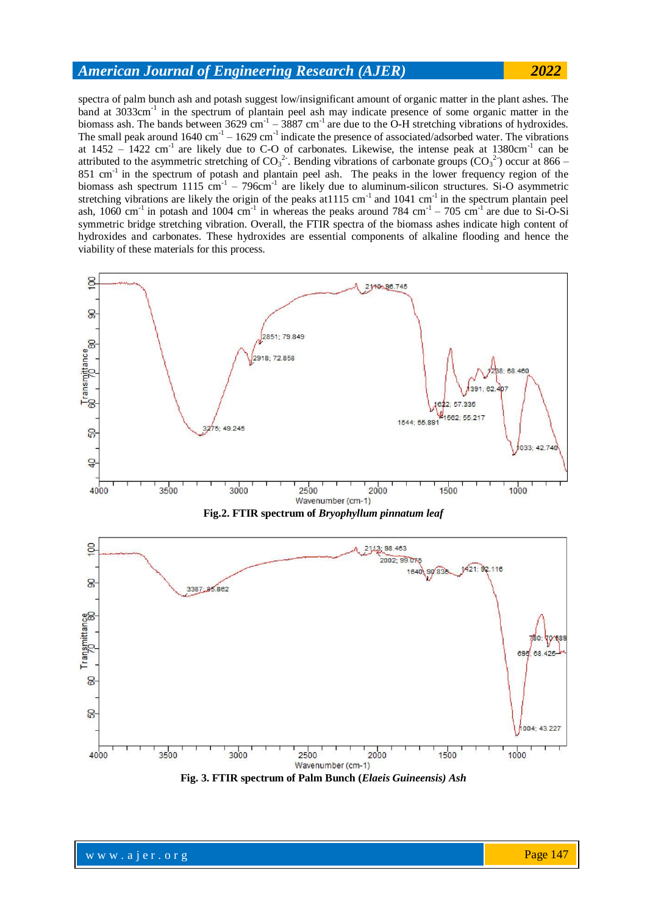spectra of palm bunch ash and potash suggest low/insignificant amount of organic matter in the plant ashes. The band at 3033cm$^{-1}$ in the spectrum of plantain peel ash may indicate presence of some organic matter in the biomass ash. The bands between 3629 cm$^{-1}$ – 3887 cm$^{-1}$ are due to the O-H stretching vibrations of hydroxides. The small peak around 1640 cm$^{-1}$ – 1629 cm$^{-1}$ indicate the presence of associated/adsorbed water. The vibrations at 1452 – 1422 cm$^{-1}$ are likely due to C-O of carbonates. Likewise, the intense peak at 1380cm$^{-1}$ can be attributed to the asymmetric stretching of $CO_3^{2-}$. Bending vibrations of carbonate groups ($CO_3^{2-}$) occur at 866 – 851 cm$^{-1}$ in the spectrum of potash and plantain peel ash. The peaks in the lower frequency region of the biomass ash spectrum 1115 cm$^{-1}$ – 796cm$^{-1}$ are likely due to aluminum-silicon structures. Si-O asymmetric stretching vibrations are likely the origin of the peaks at1115 cm$^{-1}$ and 1041 cm$^{-1}$ in the spectrum plantain peel ash, 1060 cm$^{-1}$ in potash and 1004 cm$^{-1}$ in whereas the peaks around 784 cm$^{-1}$ – 705 cm$^{-1}$ are due to Si-O-Si symmetric bridge stretching vibration. Overall, the FTIR spectra of the biomass ashes indicate high content of hydroxides and carbonates. These hydroxides are essential components of alkaline flooding and hence the viability of these materials for this process.

**Fig.2. FTIR spectrum of *Bryophyllum pinnatum leaf***

**Fig. 3. FTIR spectrum of Palm Bunch (*Elaeis Guineensis) Ash***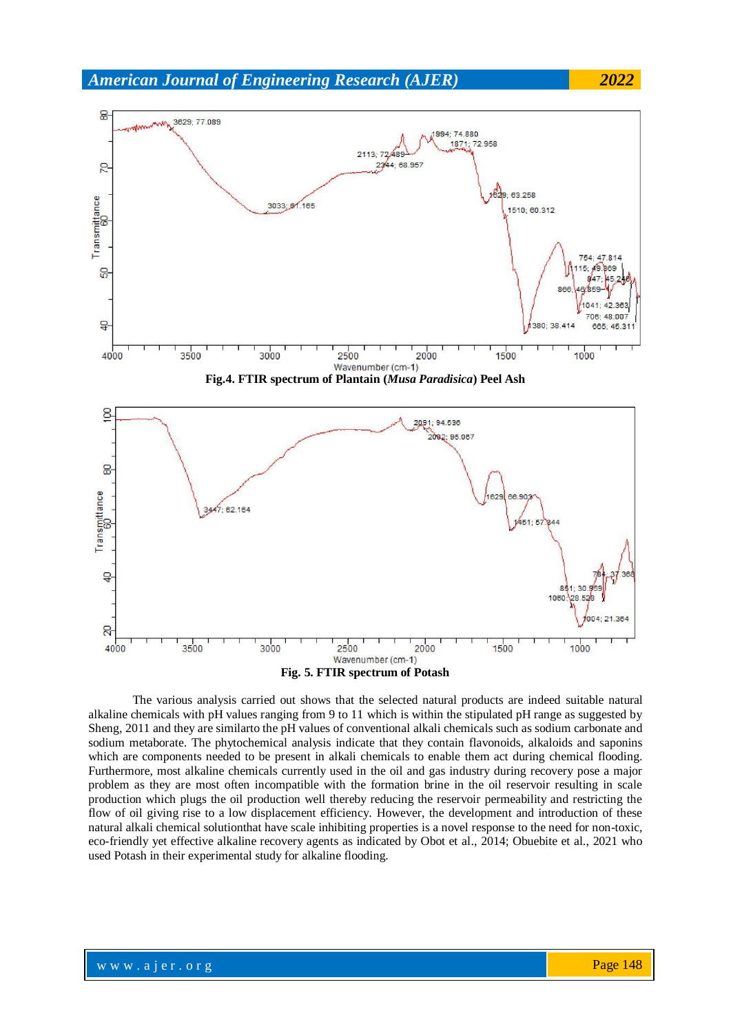Fig.4. FTIR spectrum of Plantain (*Musa Paradisica*) Peel Ash

Fig. 5. FTIR spectrum of Potash

The various analysis carried out shows that the selected natural products are indeed suitable natural alkaline chemicals with pH values ranging from 9 to 11 which is within the stipulated pH range as suggested by Sheng, 2011 and they are similarto the pH values of conventional alkali chemicals such as sodium carbonate and sodium metaborate. The phytochemical analysis indicate that they contain flavonoids, alkaloids and saponins which are components needed to be present in alkali chemicals to enable them act during chemical flooding. Furthermore, most alkaline chemicals currently used in the oil and gas industry during recovery pose a major problem as they are most often incompatible with the formation brine in the oil reservoir resulting in scale production which plugs the oil production well thereby reducing the reservoir permeability and restricting the flow of oil giving rise to a low displacement efficiency. However, the development and introduction of these natural alkali chemical solutionthat have scale inhibiting properties is a novel response to the need for non-toxic, eco-friendly yet effective alkaline recovery agents as indicated by Obot et al., 2014; Obuebite et al., 2021 who used Potash in their experimental study for alkaline flooding.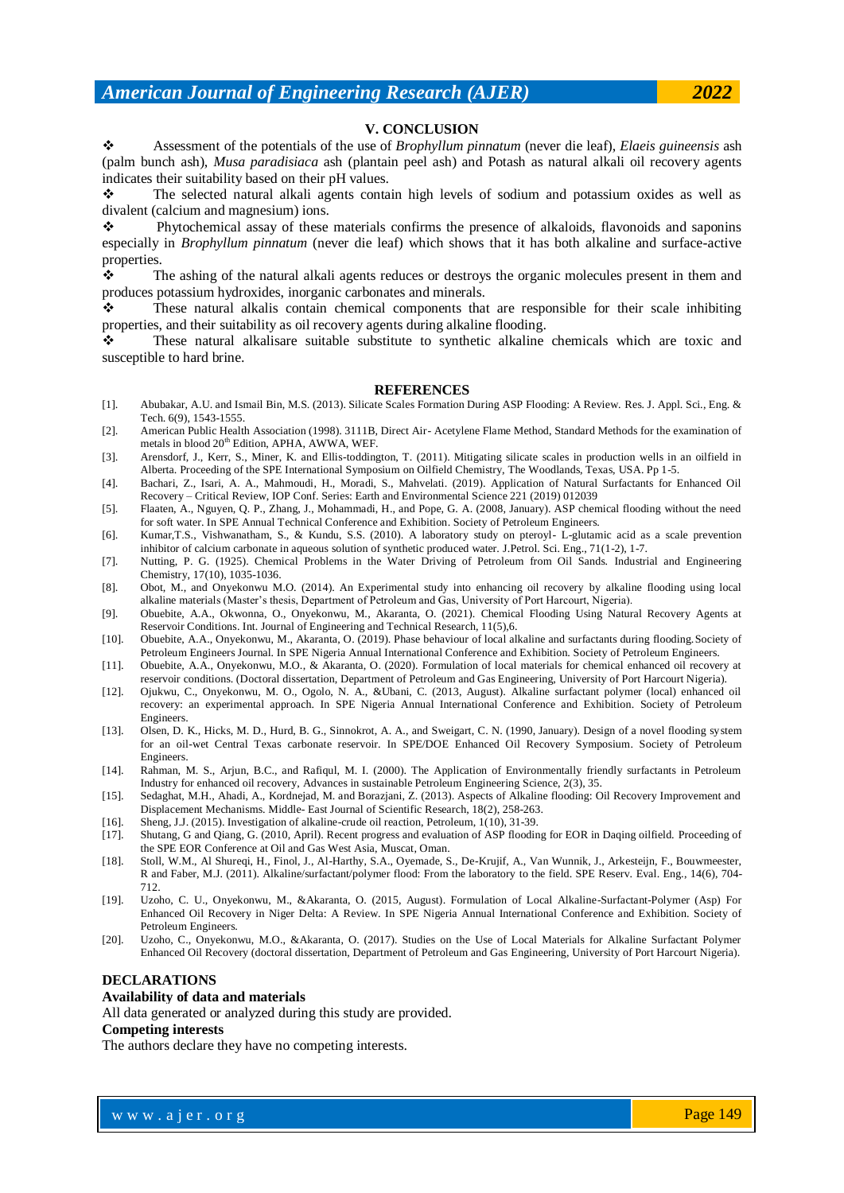## V. CONCLUSION

- Assessment of the potentials of the use of *Brophyllum pinnatum* (never die leaf), *Elaeis guineensis* ash (palm bunch ash), *Musa paradisiaca* ash (plantain peel ash) and Potash as natural alkali oil recovery agents indicates their suitability based on their pH values.
- The selected natural alkali agents contain high levels of sodium and potassium oxides as well as divalent (calcium and magnesium) ions.
- Phytochemical assay of these materials confirms the presence of alkaloids, flavonoids and saponins especially in *Brophyllum pinnatum* (never die leaf) which shows that it has both alkaline and surface-active properties.
- The ashing of the natural alkali agents reduces or destroys the organic molecules present in them and produces potassium hydroxides, inorganic carbonates and minerals.
- These natural alkalis contain chemical components that are responsible for their scale inhibiting properties, and their suitability as oil recovery agents during alkaline flooding.
- These natural alkalisare suitable substitute to synthetic alkaline chemicals which are toxic and susceptible to hard brine.

## REFERENCES

[1]. Abubakar, A.U. and Ismail Bin, M.S. (2013). Silicate Scales Formation During ASP Flooding: A Review. Res. J. Appl. Sci., Eng. & Tech. 6(9), 1543-1555.

[2]. American Public Health Association (1998). 3111B, Direct Air- Acetylene Flame Method, Standard Methods for the examination of metals in blood 20th Edition, APHA, AWWA, WEF.

[3]. Arensdorf, J., Kerr, S., Miner, K. and Ellis-toddington, T. (2011). Mitigating silicate scales in production wells in an oilfield in Alberta. Proceeding of the SPE International Symposium on Oilfield Chemistry, The Woodlands, Texas, USA. Pp 1-5.

[4]. Bachari, Z., Isari, A. A., Mahmoudi, H., Moradi, S., Mahvelati. (2019). Application of Natural Surfactants for Enhanced Oil Recovery – Critical Review, IOP Conf. Series: Earth and Environmental Science 221 (2019) 012039

[5]. Flaaten, A., Nguyen, Q. P., Zhang, J., Mohammadi, H., and Pope, G. A. (2008, January). ASP chemical flooding without the need for soft water. In SPE Annual Technical Conference and Exhibition. Society of Petroleum Engineers.

[6]. Kumar,T.S., Vishwanatham, S., & Kundu, S.S. (2010). A laboratory study on pteroyl- L-glutamic acid as a scale prevention inhibitor of calcium carbonate in aqueous solution of synthetic produced water. J.Petrol. Sci. Eng., 71(1-2), 1-7.

[7]. Nutting, P. G. (1925). Chemical Problems in the Water Driving of Petroleum from Oil Sands. Industrial and Engineering Chemistry, 17(10), 1035-1036.

[8]. Obot, M., and Onyekonwu M.O. (2014). An Experimental study into enhancing oil recovery by alkaline flooding using local alkaline materials (Master's thesis, Department of Petroleum and Gas, University of Port Harcourt, Nigeria).

[9]. Obuebite, A.A., Okwonna, O., Onyekonwu, M., Akaranta, O. (2021). Chemical Flooding Using Natural Recovery Agents at Reservoir Conditions. Int. Journal of Engineering and Technical Research, 11(5),6.

[10]. Obuebite, A.A., Onyekonwu, M., Akaranta, O. (2019). Phase behaviour of local alkaline and surfactants during flooding. Society of Petroleum Engineers Journal. In SPE Nigeria Annual International Conference and Exhibition. Society of Petroleum Engineers.

[11]. Obuebite, A.A., Onyekonwu, M.O., & Akaranta, O. (2020). Formulation of local materials for chemical enhanced oil recovery at reservoir conditions. (Doctoral dissertation, Department of Petroleum and Gas Engineering, University of Port Harcourt Nigeria).

[12]. Ojukwu, C., Onyekonwu, M. O., Ogolo, N. A., &Ubani, C. (2013, August). Alkaline surfactant polymer (local) enhanced oil recovery: an experimental approach. In SPE Nigeria Annual International Conference and Exhibition. Society of Petroleum Engineers.

[13]. Olsen, D. K., Hicks, M. D., Hurd, B. G., Sinnokrot, A. A., and Sweigart, C. N. (1990, January). Design of a novel flooding system for an oil-wet Central Texas carbonate reservoir. In SPE/DOE Enhanced Oil Recovery Symposium. Society of Petroleum Engineers.

[14]. Rahman, M. S., Arjun, B.C., and Rafiqul, M. I. (2000). The Application of Environmentally friendly surfactants in Petroleum Industry for enhanced oil recovery, Advances in sustainable Petroleum Engineering Science, 2(3), 35.

[15]. Sedaghat, M.H., Ahadi, A., Kordnejad, M. and Borazjani, Z. (2013). Aspects of Alkaline flooding: Oil Recovery Improvement and Displacement Mechanisms. Middle- East Journal of Scientific Research, 18(2), 258-263.

[16]. Sheng, J.J. (2015). Investigation of alkaline-crude oil reaction, Petroleum, 1(10), 31-39.

[17]. Shutang, G and Qiang, G. (2010, April). Recent progress and evaluation of ASP flooding for EOR in Daqing oilfield. Proceeding of the SPE EOR Conference at Oil and Gas West Asia, Muscat, Oman.

[18]. Stoll, W.M., Al Shureqi, H., Finol, J., Al-Harthy, S.A., Oyemade, S., De-Krujif, A., Van Wunnik, J., Arkesteijn, F., Bouwmeester, R and Faber, M.J. (2011). Alkaline/surfactant/polymer flood: From the laboratory to the field. SPE Reserv. Eval. Eng., 14(6), 704-712.

[19]. Uzoho, C. U., Onyekonwu, M., &Akaranta, O. (2015, August). Formulation of Local Alkaline-Surfactant-Polymer (Asp) For Enhanced Oil Recovery in Niger Delta: A Review. In SPE Nigeria Annual International Conference and Exhibition. Society of Petroleum Engineers.

[20]. Uzoho, C., Onyekonwu, M.O., &Akaranta, O. (2017). Studies on the Use of Local Materials for Alkaline Surfactant Polymer Enhanced Oil Recovery (doctoral dissertation, Department of Petroleum and Gas Engineering, University of Port Harcourt Nigeria).

## DECLARATIONS

**Availability of data and materials**

All data generated or analyzed during this study are provided.

**Competing interests**

The authors declare they have no competing interests.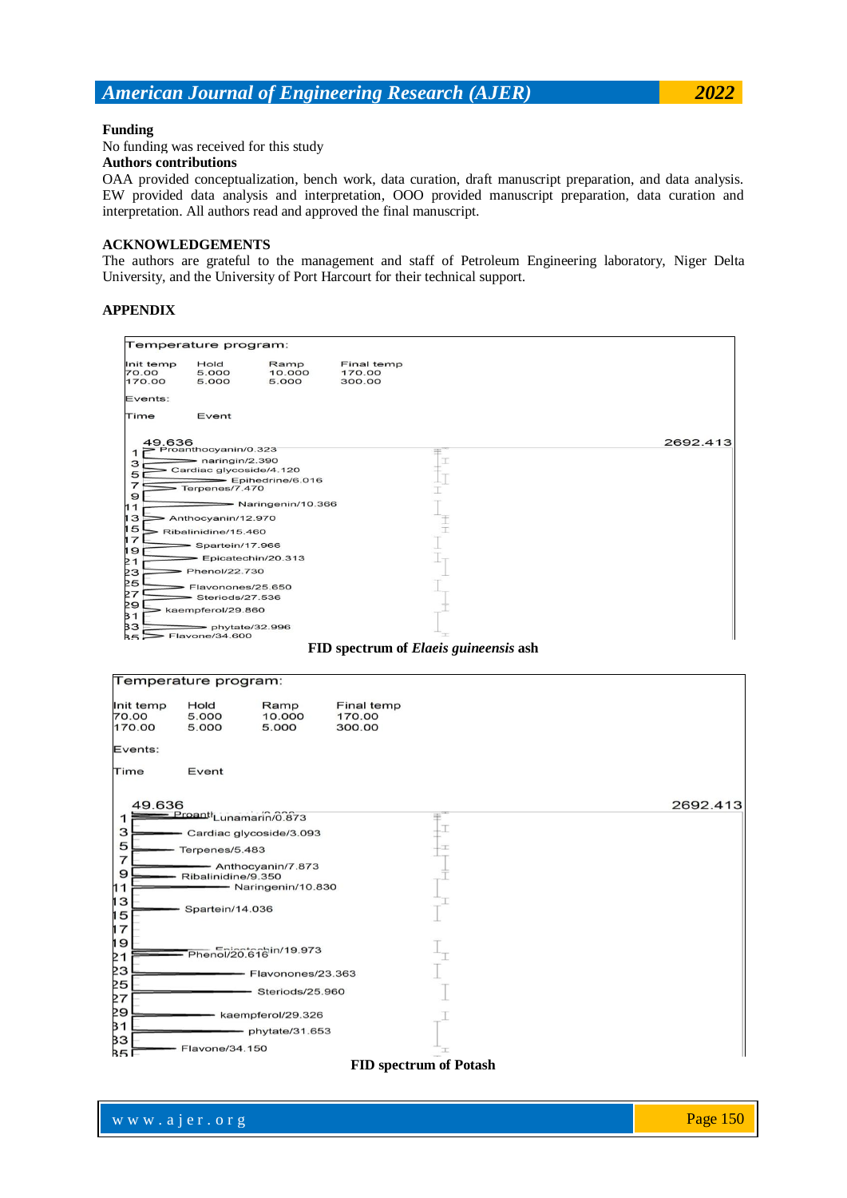**Funding**

No funding was received for this study

**Authors contributions**

OAA provided conceptualization, bench work, data curation, draft manuscript preparation, and data analysis. EW provided data analysis and interpretation, OOO provided manuscript preparation, data curation and interpretation. All authors read and approved the final manuscript.

**ACKNOWLEDGEMENTS**

The authors are grateful to the management and staff of Petroleum Engineering laboratory, Niger Delta University, and the University of Port Harcourt for their technical support.

**APPENDIX**

Temperature program:

| Init temp | Hold | Ramp | Final temp |
|---|---|---|---|
| 70.00 | 5.000 | 10.000 | 170.00 |
| 170.00 | 5.000 | 5.000 | 300.00 |

Events:

Time Event

49.636 2692.413

Proanthocyanin/0.323
naringin/2.390
Cardiac glycoside/4.120
Epihedrine/6.016
Terpenes/7.470
Naringenin/10.366
Anthocyanin/12.970
Ribalinidine/15.460
Spartein/17.966
Epicatechin/20.313
Phenol/22.730
Flavonones/25.650
Steriods/27.536
kaempferol/29.860
phytate/32.996
Flavone/34.600

**FID spectrum of *Elaeis guineensis* ash**

Temperature program:

| Init temp | Hold | Ramp | Final temp |
|---|---|---|---|
| 70.00 | 5.000 | 10.000 | 170.00 |
| 170.00 | 5.000 | 5.000 | 300.00 |

Events:

Time Event

49.636 2692.413

Proanth... Lunamarin/0.873
Cardiac glycoside/3.093
Terpenes/5.483
Anthocyanin/7.873
Ribalinidine/9.350
Naringenin/10.830
Spartein/14.036
Epicatechin/19.973
Phenol/20.616
Flavonones/23.363
Steriods/25.960
kaempferol/29.326
phytate/31.653
Flavone/34.150

**FID spectrum of Potash**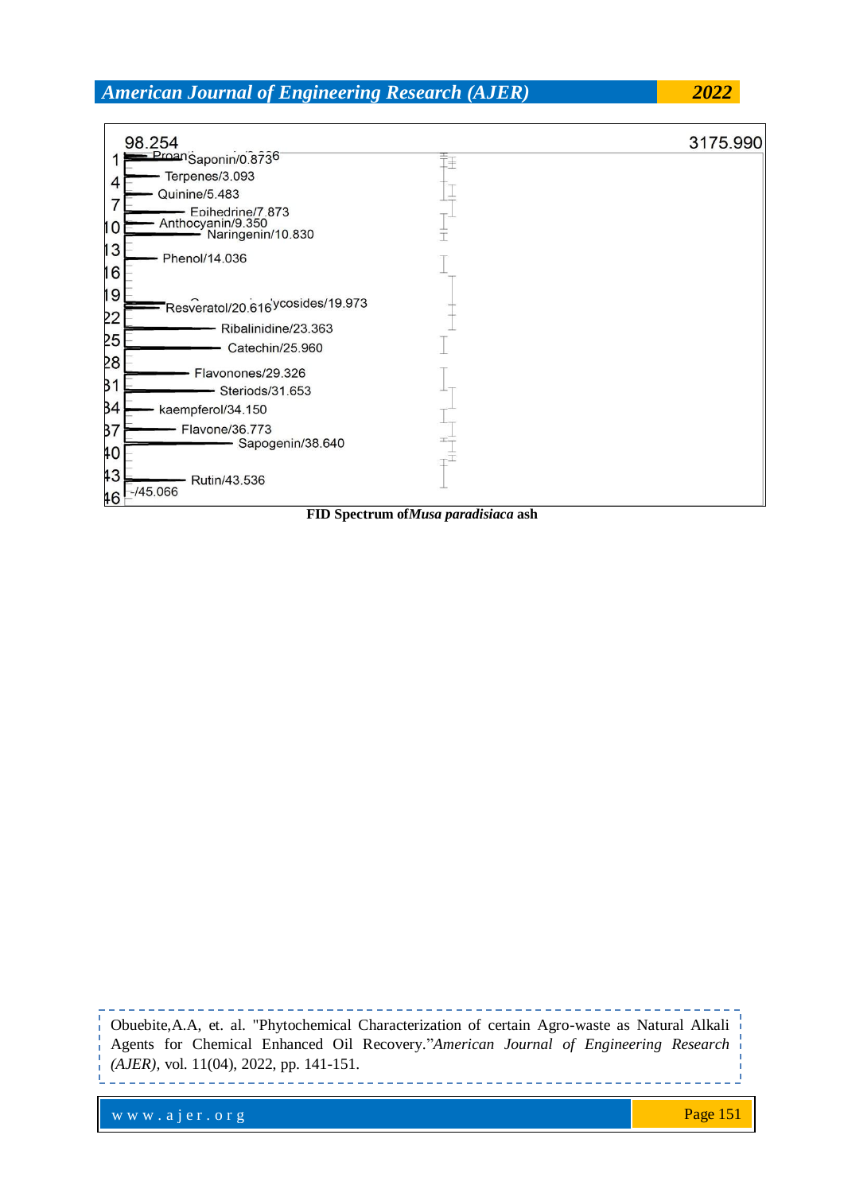98.254

3175.990

1
4
7
10
13
16
19
22
25
28
31
34
37
40
43
46

Proan Saponin/0.873 6

Terpenes/3.093

Quinine/5.483

Epihedrine/7.873

Anthocyanin/9.350

Naringenin/10.830

Phenol/14.036

Resveratol/20.616 ycosides/19.973

Ribalinidine/23.363

Catechin/25.960

Flavonones/29.326

Steriods/31.653

kaempferol/34.150

Flavone/36.773

Sapogenin/38.640

Rutin/43.536

-/45.066

**FID Spectrum of *Musa paradisiaca* ash**

Obuebite,A.A, et. al. "Phytochemical Characterization of certain Agro-waste as Natural Alkali Agents for Chemical Enhanced Oil Recovery."*American Journal of Engineering Research (AJER)*, vol. 11(04), 2022, pp. 141-151.